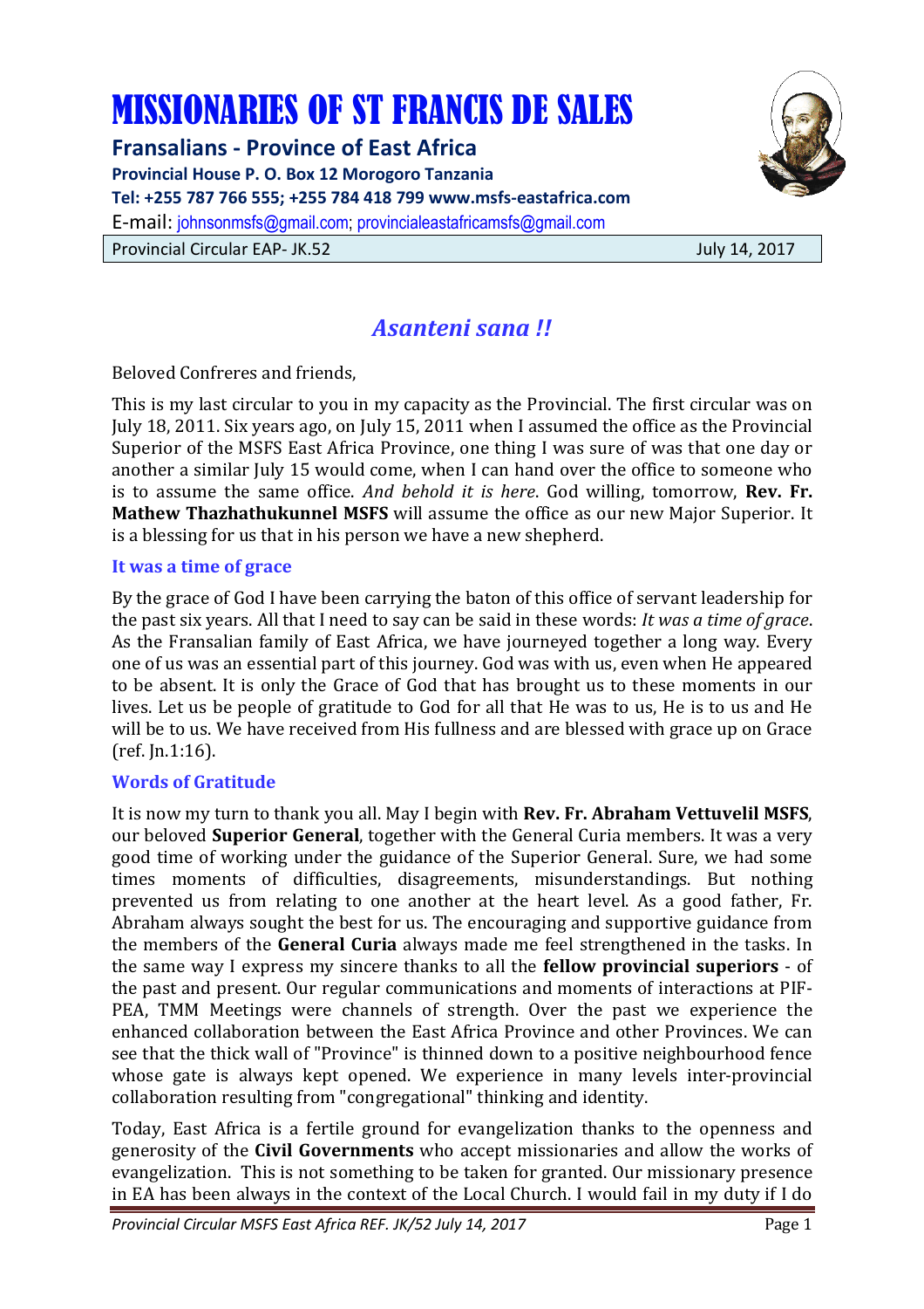# MISSIONARIES OF ST FRANCIS DE SALES

**Fransalians - Province of East Africa**

**Provincial House P. O. Box 12 Morogoro Tanzania**

**Tel: +255 787 766 555; +255 784 418 799 www.msfs-eastafrica.com**

E-mail: johnsonmsfs@gmail.com; provincialeastafricamsfs@gmail.com

Provincial Circular EAP- JK.52 July 14, 2017

## *Asanteni sana !!*

Beloved Confreres and friends,

This is my last circular to you in my capacity as the Provincial. The first circular was on July 18, 2011. Six years ago, on July 15, 2011 when I assumed the office as the Provincial Superior of the MSFS East Africa Province, one thing I was sure of was that one day or another a similar July 15 would come, when I can hand over the office to someone who is to assume the same office. *And behold it is here*. God willing, tomorrow, **Rev. Fr. Mathew Thazhathukunnel MSFS** will assume the office as our new Major Superior. It is a blessing for us that in his person we have a new shepherd.

### It was a time of grace

By the grace of God I have been carrying the baton of this office of servant leadership for the past six years. All that I need to say can be said in these words: *It was a time of grace*. As the Fransalian family of East Africa, we have journeyed together a long way. Every one of us was an essential part of this journey. God was with us, even when He appeared to be absent. It is only the Grace of God that has brought us to these moments in our lives. Let us be people of gratitude to God for all that He was to us, He is to us and He will be to us. We have received from His fullness and are blessed with grace up on Grace (ref. Jn.1:16).

### Words of Gratitude

It is now my turn to thank you all. May I begin with **Rev. Fr. Abraham Vettuvelil MSFS**, our beloved **Superior General**, together with the General Curia members. It was a very good time of working under the guidance of the Superior General. Sure, we had some times moments of difficulties, disagreements, misunderstandings. But nothing prevented us from relating to one another at the heart level. As a good father, Fr. Abraham always sought the best for us. The encouraging and supportive guidance from the members of the **General Curia** always made me feel strengthened in the tasks. In the same way I express my sincere thanks to all the **fellow provincial superiors** - of the past and present. Our regular communications and moments of interactions at PIF-PEA, TMM Meetings were channels of strength. Over the past we experience the enhanced collaboration between the East Africa Province and other Provinces. We can see that the thick wall of "Province" is thinned down to a positive neighbourhood fence whose gate is always kept opened. We experience in many levels inter-provincial collaboration resulting from "congregational" thinking and identity.

Today, East Africa is a fertile ground for evangelization thanks to the openness and generosity of the **Civil Governments** who accept missionaries and allow the works of evangelization. This is not something to be taken for granted. Our missionary presence in EA has been always in the context of the Local Church. I would fail in my duty if I do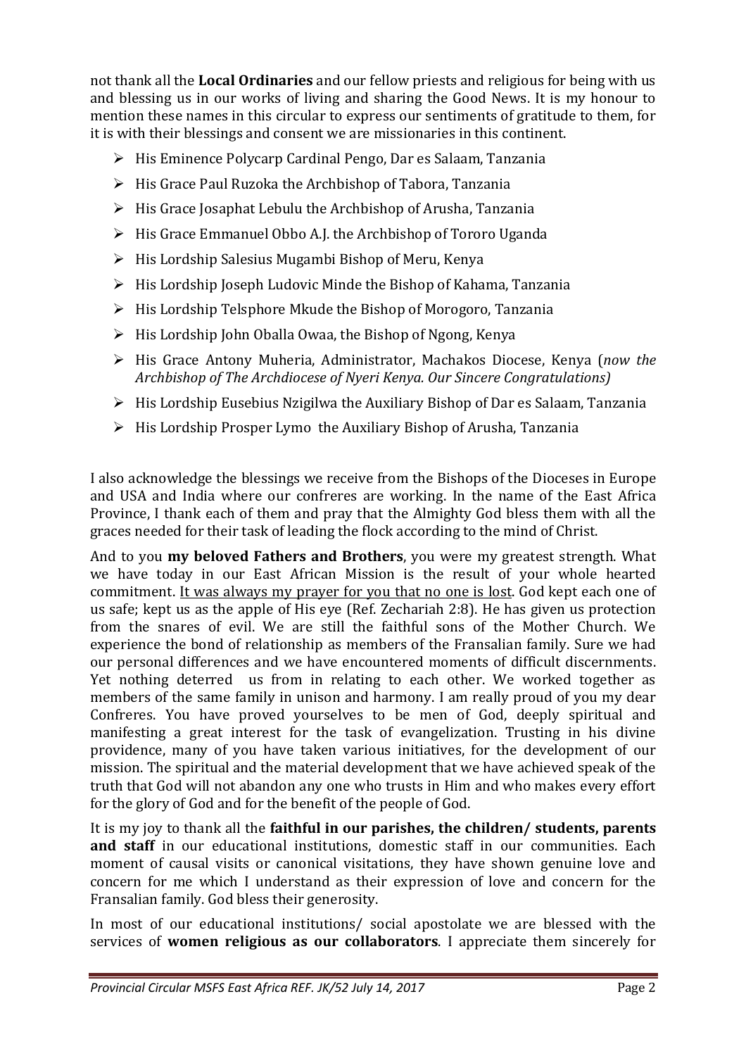not thank all the **Local Ordinaries** and our fellow priests and religious for being with us and blessing us in our works of living and sharing the Good News. It is my honour to mention these names in this circular to express our sentiments of gratitude to them, for it is with their blessings and consent we are missionaries in this continent.

- His Eminence Polycarp Cardinal Pengo, Dar es Salaam, Tanzania
- His Grace Paul Ruzoka the Archbishop of Tabora, Tanzania
- His Grace Josaphat Lebulu the Archbishop of Arusha, Tanzania
- His Grace Emmanuel Obbo A.J. the Archbishop of Tororo Uganda
- His Lordship Salesius Mugambi Bishop of Meru, Kenya
- His Lordship Joseph Ludovic Minde the Bishop of Kahama, Tanzania
- His Lordship Telsphore Mkude the Bishop of Morogoro, Tanzania
- His Lordship John Oballa Owaa, the Bishop of Ngong, Kenya
- His Grace Antony Muheria, Administrator, Machakos Diocese, Kenya (*now the Archbishop of The Archdiocese of Nyeri Kenya. Our Sincere Congratulations)*
- His Lordship Eusebius Nzigilwa the Auxiliary Bishop of Dar es Salaam, Tanzania
- His Lordship Prosper Lymo the Auxiliary Bishop of Arusha, Tanzania

I also acknowledge the blessings we receive from the Bishops of the Dioceses in Europe and USA and India where our confreres are working. In the name of the East Africa Province, I thank each of them and pray that the Almighty God bless them with all the graces needed for their task of leading the flock according to the mind of Christ.

And to you **my beloved Fathers and Brothers**, you were my greatest strength. What we have today in our East African Mission is the result of your whole hearted commitment. <u>It was always my prayer for you that no one is lost</u>. God kept each one of us safe; kept us as the apple of His eye (Ref. Zechariah 2:8). He has given us protection from the snares of evil. We are still the faithful sons of the Mother Church. We experience the bond of relationship as members of the Fransalian family. Sure we had our personal differences and we have encountered moments of difficult discernments. Yet nothing deterred us from in relating to each other. We worked together as members of the same family in unison and harmony. I am really proud of you my dear Confreres. You have proved yourselves to be men of God, deeply spiritual and manifesting a great interest for the task of evangelization. Trusting in his divine providence, many of you have taken various initiatives, for the development of our mission. The spiritual and the material development that we have achieved speak of the truth that God will not abandon any one who trusts in Him and who makes every effort for the glory of God and for the benefit of the people of God.

It is my joy to thank all the **faithful in our parishes, the children/ students, parents and staff** in our educational institutions, domestic staff in our communities. Each moment of causal visits or canonical visitations, they have shown genuine love and concern for me which I understand as their expression of love and concern for the Fransalian family. God bless their generosity.

In most of our educational institutions/ social apostolate we are blessed with the services of **women religious as our collaborators**. I appreciate them sincerely for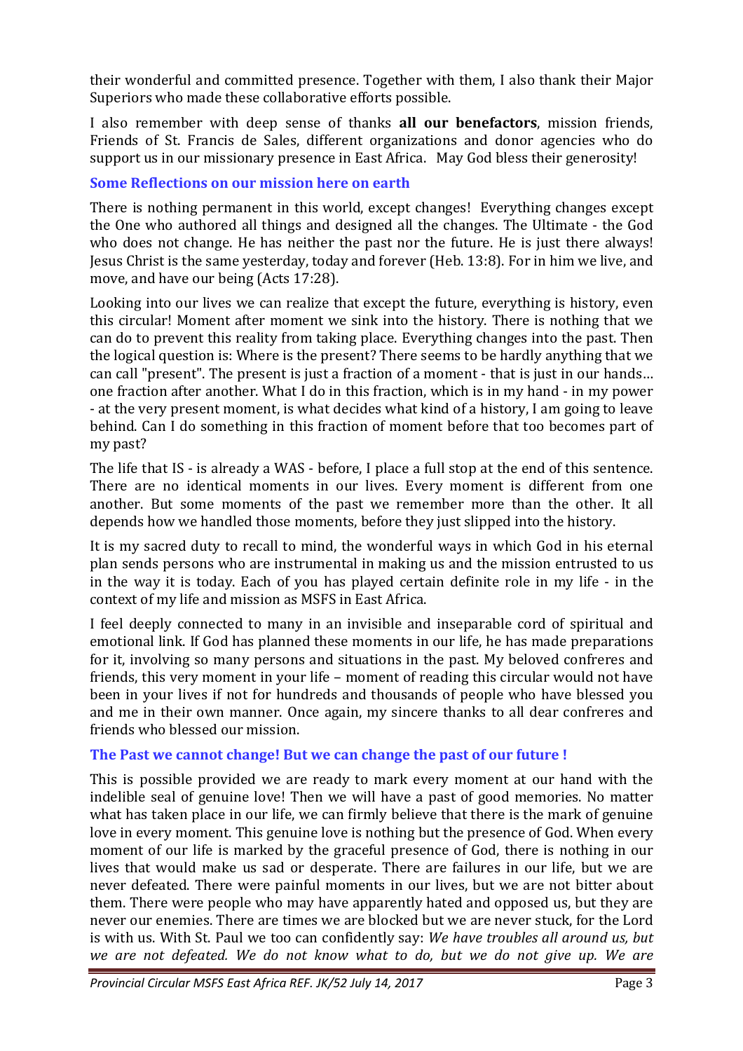their wonderful and committed presence. Together with them, I also thank their Major Superiors who made these collaborative efforts possible.

I also remember with deep sense of thanks **all our benefactors**, mission friends, Friends of St. Francis de Sales, different organizations and donor agencies who do support us in our missionary presence in East Africa. May God bless their generosity!

### Some Reflections on our mission here on earth

There is nothing permanent in this world, except changes! Everything changes except the One who authored all things and designed all the changes. The Ultimate - the God who does not change. He has neither the past nor the future. He is just there always! Jesus Christ is the same yesterday, today and forever (Heb. 13:8). For in him we live, and move, and have our being (Acts 17:28).

Looking into our lives we can realize that except the future, everything is history, even this circular! Moment after moment we sink into the history. There is nothing that we can do to prevent this reality from taking place. Everything changes into the past. Then the logical question is: Where is the present? There seems to be hardly anything that we can call "present". The present is just a fraction of a moment - that is just in our hands… one fraction after another. What I do in this fraction, which is in my hand - in my power - at the very present moment, is what decides what kind of a history, I am going to leave behind. Can I do something in this fraction of moment before that too becomes part of my past?

The life that IS - is already a WAS - before, I place a full stop at the end of this sentence. There are no identical moments in our lives. Every moment is different from one another. But some moments of the past we remember more than the other. It all depends how we handled those moments, before they just slipped into the history.

It is my sacred duty to recall to mind, the wonderful ways in which God in his eternal plan sends persons who are instrumental in making us and the mission entrusted to us in the way it is today. Each of you has played certain definite role in my life - in the context of my life and mission as MSFS in East Africa.

I feel deeply connected to many in an invisible and inseparable cord of spiritual and emotional link. If God has planned these moments in our life, he has made preparations for it, involving so many persons and situations in the past. My beloved confreres and friends, this very moment in your life – moment of reading this circular would not have been in your lives if not for hundreds and thousands of people who have blessed you and me in their own manner. Once again, my sincere thanks to all dear confreres and friends who blessed our mission.

### The Past we cannot change! But we can change the past of our future !

This is possible provided we are ready to mark every moment at our hand with the indelible seal of genuine love! Then we will have a past of good memories. No matter what has taken place in our life, we can firmly believe that there is the mark of genuine love in every moment. This genuine love is nothing but the presence of God. When every moment of our life is marked by the graceful presence of God, there is nothing in our lives that would make us sad or desperate. There are failures in our life, but we are never defeated. There were painful moments in our lives, but we are not bitter about them. There were people who may have apparently hated and opposed us, but they are never our enemies. There are times we are blocked but we are never stuck, for the Lord is with us. With St. Paul we too can confidently say: *We have troubles all around us, but we are not defeated. We do not know what to do, but we do not give up. We are*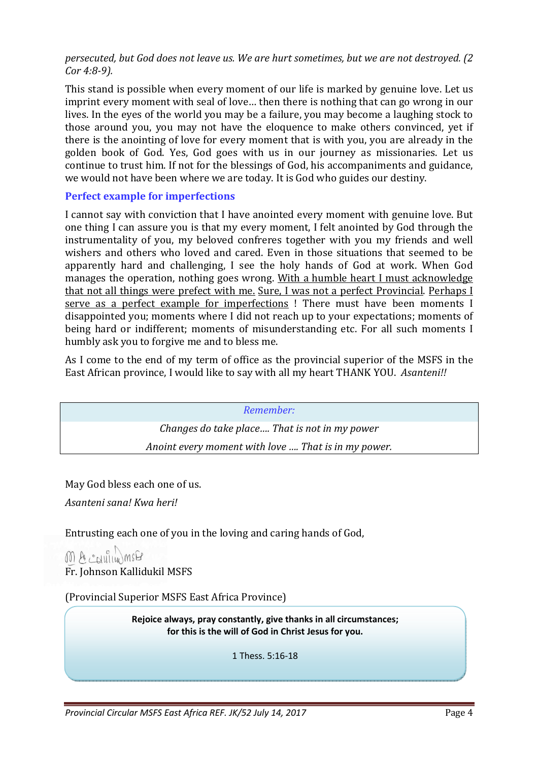*persecuted, but God does not leave us. We are hurt sometimes, but we are not destroyed. (2 Cor 4:8-9).*

This stand is possible when every moment of our life is marked by genuine love. Let us imprint every moment with seal of love… then there is nothing that can go wrong in our lives. In the eyes of the world you may be a failure, you may become a laughing stock to those around you, you may not have the eloquence to make others convinced, yet if there is the anointing of love for every moment that is with you, you are already in the golden book of God. Yes, God goes with us in our journey as missionaries. Let us continue to trust him. If not for the blessings of God, his accompaniments and guidance, we would not have been where we are today. It is God who guides our destiny.

### Perfect example for imperfections

I cannot say with conviction that I have anointed every moment with genuine love. But one thing I can assure you is that my every moment, I felt anointed by God through the instrumentality of you, my beloved confreres together with you my friends and well wishers and others who loved and cared. Even in those situations that seemed to be apparently hard and challenging, I see the holy hands of God at work. When God manages the operation, nothing goes wrong. <u>With a humble heart I must acknowledge that not all things were prefect with me.</u> <u>Sure, I was not a perfect Provincial</u>. <u>Perhaps I serve as a perfect example for imperfections</u> ! There must have been moments I disappointed you; moments where I did not reach up to your expectations; moments of being hard or indifferent; moments of misunderstanding etc. For all such moments I humbly ask you to forgive me and to bless me.

As I come to the end of my term of office as the provincial superior of the MSFS in the East African province, I would like to say with all my heart THANK YOU. *Asanteni!!*

| *Remember:* |
|---|
| *Changes do take place…. That is not in my power* |
| *Anoint every moment with love …. That is in my power.* |

May God bless each one of us.

*Asanteni sana! Kwa heri!*

Entrusting each one of you in the loving and caring hands of God,

Fr. Johnson Kallidukil MSFS

(Provincial Superior MSFS East Africa Province)

**Rejoice always, pray constantly, give thanks in all circumstances;**
**for this is the will of God in Christ Jesus for you.**

1 Thess. 5:16-18

*Provincial Circular MSFS East Africa REF. JK/52 July 14, 2017*